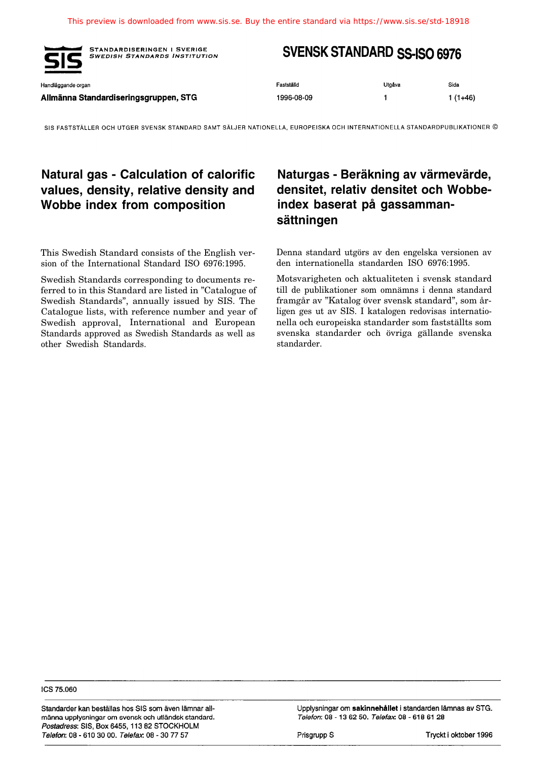This preview is downloaded from www.sis.se. Buy the entire standard via https://www.sis.se/std-18918

STANDARDISERINGEN I SVERIGE
*SWEDISH STANDARDS INSTITUTION*

# SVENSK STANDARD SS-ISO 6976

| Handläggande organ | Fastställd | Utgåva | Sida |
|---|---|---|---|
| **Allmänna Standardiseringsgruppen, STG** | 1996-08-09 | 1 | 1 (1+46) |

SIS FASTSTÄLLER OCH UTGER SVENSK STANDARD SAMT SÄLJER NATIONELLA, EUROPEISKA OCH INTERNATIONELLA STANDARDPUBLIKATIONER ©

## Natural gas - Calculation of calorific values, density, relative density and Wobbe index from composition

This Swedish Standard consists of the English version of the International Standard ISO 6976:1995.

Swedish Standards corresponding to documents referred to in this Standard are listed in "Catalogue of Swedish Standards", annually issued by SIS. The Catalogue lists, with reference number and year of Swedish approval, International and European Standards approved as Swedish Standards as well as other Swedish Standards.

## Naturgas - Beräkning av värmevärde, densitet, relativ densitet och Wobbe-index baserat på gassammansättningen

Denna standard utgörs av den engelska versionen av den internationella standarden ISO 6976:1995.

Motsvarigheten och aktualiteten i svensk standard till de publikationer som omnämns i denna standard framgår av "Katalog över svensk standard", som årligen ges ut av SIS. I katalogen redovisas internationella och europeiska standarder som fastställts som svenska standarder och övriga gällande svenska standarder.

ICS 75.060

Standarder kan beställas hos SIS som även lämnar allmänna upplysningar om svensk och utländsk standard.
*Postadress*: SIS, Box 6455, 113 82 STOCKHOLM
*Telefon*: 08 - 610 30 00. *Telefax*: 08 - 30 77 57

Upplysningar om **sakinnehållet** i standarden lämnas av STG.
*Telefon*: 08 - 13 62 50. *Telefax*: 08 - 618 61 28

Prisgrupp S

Tryckt i oktober 1996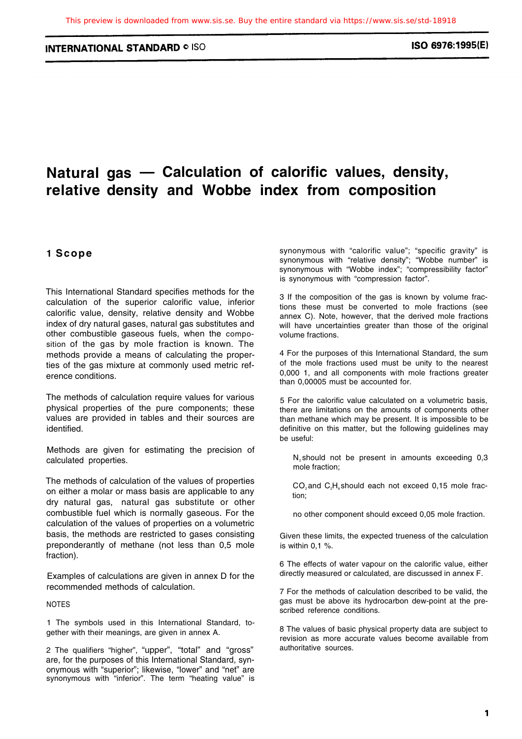# Natural gas — Calculation of calorific values, density, relative density and Wobbe index from composition

## 1 Scope

This International Standard specifies methods for the calculation of the superior calorific value, inferior calorific value, density, relative density and Wobbe index of dry natural gases, natural gas substitutes and other combustible gaseous fuels, when the composition of the gas by mole fraction is known. The methods provide a means of calculating the properties of the gas mixture at commonly used metric reference conditions.

The methods of calculation require values for various physical properties of the pure components; these values are provided in tables and their sources are identified.

Methods are given for estimating the precision of calculated properties.

The methods of calculation of the values of properties on either a molar or mass basis are applicable to any dry natural gas, natural gas substitute or other combustible fuel which is normally gaseous. For the calculation of the values of properties on a volumetric basis, the methods are restricted to gases consisting preponderantly of methane (not less than 0,5 mole fraction).

Examples of calculations are given in annex D for the recommended methods of calculation.

NOTES

1 The symbols used in this International Standard, together with their meanings, are given in annex A.

2 The qualifiers "higher", "upper", "total" and "gross" are, for the purposes of this International Standard, synonymous with "superior"; likewise, "lower" and "net" are synonymous with "inferior". The term "heating value" is synonymous with "calorific value"; "specific gravity" is synonymous with "relative density"; "Wobbe number" is synonymous with "Wobbe index"; "compressibility factor" is synonymous with "compression factor".

3 If the composition of the gas is known by volume fractions these must be converted to mole fractions (see annex C). Note, however, that the derived mole fractions will have uncertainties greater than those of the original volume fractions.

4 For the purposes of this International Standard, the sum of the mole fractions used must be unity to the nearest 0,000 1, and all components with mole fractions greater than 0,00005 must be accounted for.

5 For the calorific value calculated on a volumetric basis, there are limitations on the amounts of components other than methane which may be present. It is impossible to be definitive on this matter, but the following guidelines may be useful:

$N_2$ should not be present in amounts exceeding 0,3 mole fraction;

$CO_2$ and $C_2H_6$ should each not exceed 0,15 mole fraction;

no other component should exceed 0,05 mole fraction.

Given these limits, the expected trueness of the calculation is within 0,1 %.

6 The effects of water vapour on the calorific value, either directly measured or calculated, are discussed in annex F.

7 For the methods of calculation described to be valid, the gas must be above its hydrocarbon dew-point at the prescribed reference conditions.

8 The values of basic physical property data are subject to revision as more accurate values become available from authoritative sources.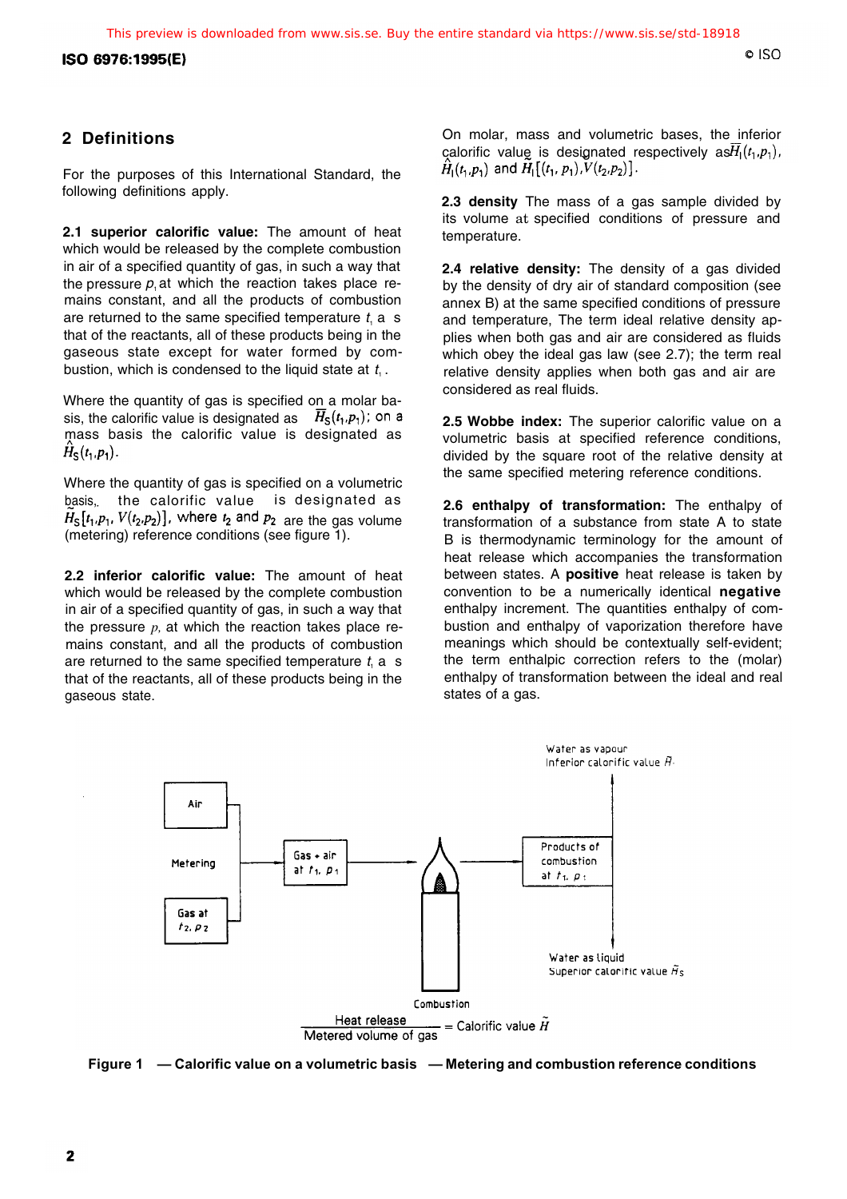## 2 Definitions

For the purposes of this International Standard, the following definitions apply.

**2.1 superior calorific value:** The amount of heat which would be released by the complete combustion in air of a specified quantity of gas, in such a way that the pressure $p_1$ at which the reaction takes place remains constant, and all the products of combustion are returned to the same specified temperature $t_1$ as that of the reactants, all of these products being in the gaseous state except for water formed by combustion, which is condensed to the liquid state at $t_1$.

Where the quantity of gas is specified on a molar basis, the calorific value is designated as $\bar{H}_S(t_1, p_1)$; on a mass basis the calorific value is designated as $\hat{H}_S(t_1, p_1)$.

Where the quantity of gas is specified on a volumetric basis, the calorific value is designated as $\tilde{H}_S[t_1, p_1, V(t_2, p_2)]$, where $t_2$ and $p_2$ are the gas volume (metering) reference conditions (see figure 1).

**2.2 inferior calorific value:** The amount of heat which would be released by the complete combustion in air of a specified quantity of gas, in such a way that the pressure $p_1$ at which the reaction takes place remains constant, and all the products of combustion are returned to the same specified temperature $t_1$ as that of the reactants, all of these products being in the gaseous state.

On molar, mass and volumetric bases, the inferior calorific value is designated respectively as $\bar{H}_I(t_1, p_1)$, $\hat{H}_I(t_1, p_1)$ and $\tilde{H}_I[(t_1, p_1), V(t_2, p_2)]$.

**2.3 density** The mass of a gas sample divided by its volume at specified conditions of pressure and temperature.

**2.4 relative density:** The density of a gas divided by the density of dry air of standard composition (see annex B) at the same specified conditions of pressure and temperature. The term ideal relative density applies when both gas and air are considered as fluids which obey the ideal gas law (see 2.7); the term real relative density applies when both gas and air are considered as real fluids.

**2.5 Wobbe index:** The superior calorific value on a volumetric basis at specified reference conditions, divided by the square root of the relative density at the same specified metering reference conditions.

**2.6 enthalpy of transformation:** The enthalpy of transformation of a substance from state A to state B is thermodynamic terminology for the amount of heat release which accompanies the transformation between states. A **positive** heat release is taken by convention to be a numerically identical **negative** enthalpy increment. The quantities enthalpy of combustion and enthalpy of vaporization therefore have meanings which should be contextually self-evident; the term enthalpic correction refers to the (molar) enthalpy of transformation between the ideal and real states of a gas.

Air — Metering — Gas at $t_2$, $p_2$ → Gas + air at $t_1$, $p_1$ → Combustion → Products of combustion at $t_1$, $p_1$

Water as vapour: Inferior calorific value $\tilde{H}_I$

Water as liquid: Superior calorific value $\tilde{H}_S$

$$\frac{\text{Heat release}}{\text{Metered volume of gas}} = \text{Calorific value } \tilde{H}$$

**Figure 1 — Calorific value on a volumetric basis — Metering and combustion reference conditions**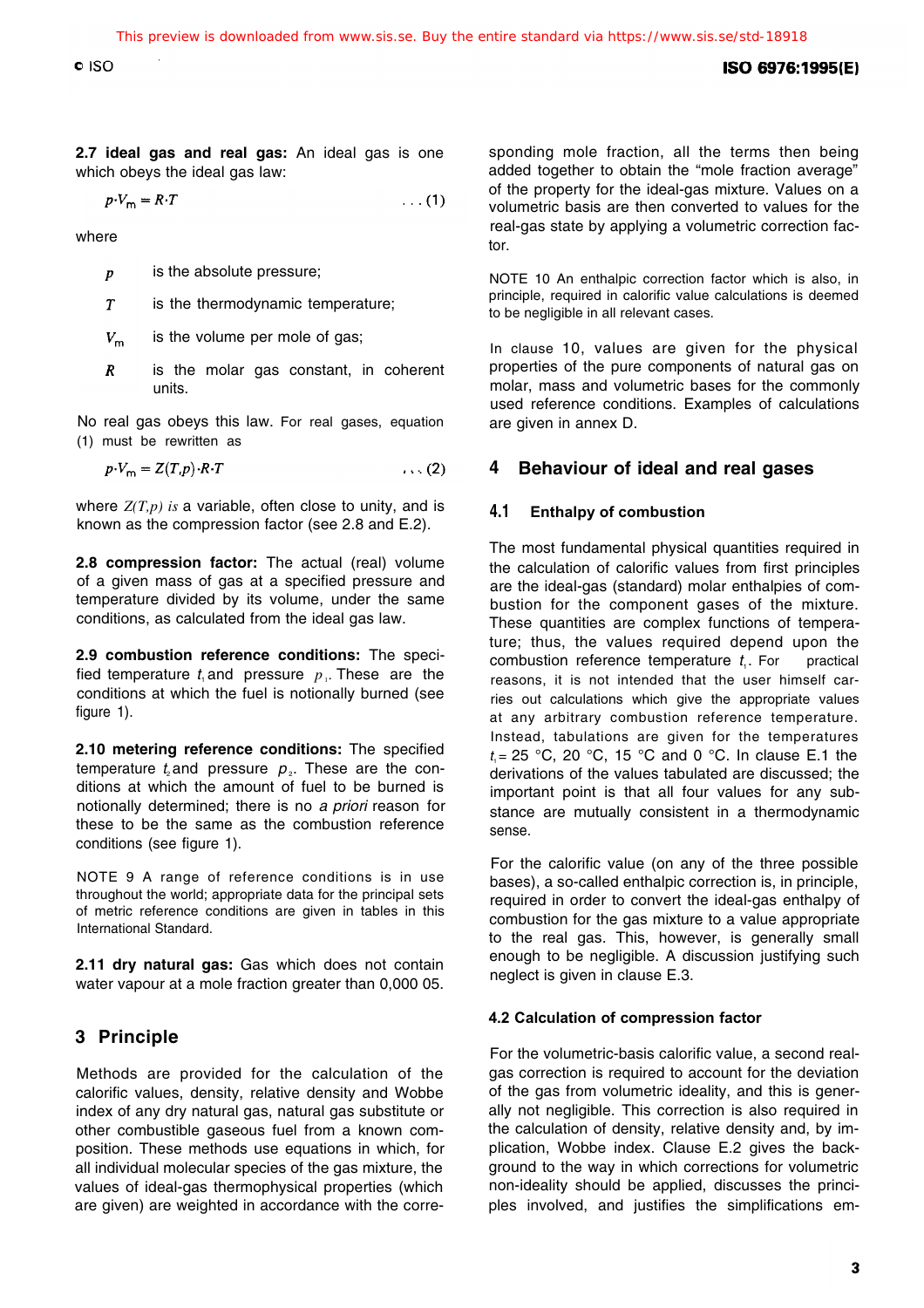**2.7 ideal gas and real gas:** An ideal gas is one which obeys the ideal gas law:

$$p \cdot V_m = R \cdot T \qquad \ldots (1)$$

where

$p$ is the absolute pressure;

$T$ is the thermodynamic temperature;

$V_m$ is the volume per mole of gas;

$R$ is the molar gas constant, in coherent units.

No real gas obeys this law. For real gases, equation (1) must be rewritten as

$$p \cdot V_m = Z(T,p) \cdot R \cdot T \qquad \ldots (2)$$

where $Z(T,p)$ is a variable, often close to unity, and is known as the compression factor (see 2.8 and E.2).

**2.8 compression factor:** The actual (real) volume of a given mass of gas at a specified pressure and temperature divided by its volume, under the same conditions, as calculated from the ideal gas law.

**2.9 combustion reference conditions:** The specified temperature $t_1$ and pressure $p_1$. These are the conditions at which the fuel is notionally burned (see figure 1).

**2.10 metering reference conditions:** The specified temperature $t_2$ and pressure $p_2$. These are the conditions at which the amount of fuel to be burned is notionally determined; there is no *a priori* reason for these to be the same as the combustion reference conditions (see figure 1).

NOTE 9 A range of reference conditions is in use throughout the world; appropriate data for the principal sets of metric reference conditions are given in tables in this International Standard.

**2.11 dry natural gas:** Gas which does not contain water vapour at a mole fraction greater than 0,000 05.

## 3 Principle

Methods are provided for the calculation of the calorific values, density, relative density and Wobbe index of any dry natural gas, natural gas substitute or other combustible gaseous fuel from a known composition. These methods use equations in which, for all individual molecular species of the gas mixture, the values of ideal-gas thermophysical properties (which are given) are weighted in accordance with the corresponding mole fraction, all the terms then being added together to obtain the "mole fraction average" of the property for the ideal-gas mixture. Values on a volumetric basis are then converted to values for the real-gas state by applying a volumetric correction factor.

NOTE 10 An enthalpic correction factor which is also, in principle, required in calorific value calculations is deemed to be negligible in all relevant cases.

In clause 10, values are given for the physical properties of the pure components of natural gas on molar, mass and volumetric bases for the commonly used reference conditions. Examples of calculations are given in annex D.

## 4 Behaviour of ideal and real gases

### 4.1 Enthalpy of combustion

The most fundamental physical quantities required in the calculation of calorific values from first principles are the ideal-gas (standard) molar enthalpies of combustion for the component gases of the mixture. These quantities are complex functions of temperature; thus, the values required depend upon the combustion reference temperature $t_1$. For practical reasons, it is not intended that the user himself carries out calculations which give the appropriate values at any arbitrary combustion reference temperature. Instead, tabulations are given for the temperatures $t_1$ = 25 °C, 20 °C, 15 °C and 0 °C. In clause E.1 the derivations of the values tabulated are discussed; the important point is that all four values for any substance are mutually consistent in a thermodynamic sense.

For the calorific value (on any of the three possible bases), a so-called enthalpic correction is, in principle, required in order to convert the ideal-gas enthalpy of combustion for the gas mixture to a value appropriate to the real gas. This, however, is generally small enough to be negligible. A discussion justifying such neglect is given in clause E.3.

### 4.2 Calculation of compression factor

For the volumetric-basis calorific value, a second real-gas correction is required to account for the deviation of the gas from volumetric ideality, and this is generally not negligible. This correction is also required in the calculation of density, relative density and, by implication, Wobbe index. Clause E.2 gives the background to the way in which corrections for volumetric non-ideality should be applied, discusses the principles involved, and justifies the simplifications em-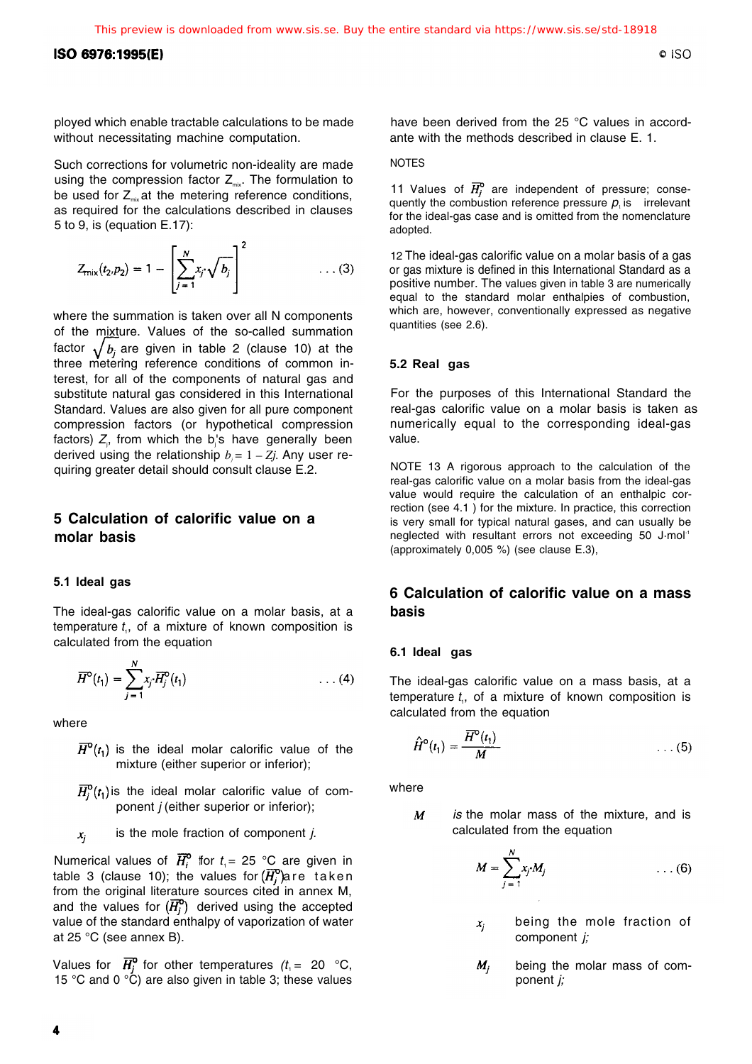ployed which enable tractable calculations to be made without necessitating machine computation.

Such corrections for volumetric non-ideality are made using the compression factor $Z_{mix}$. The formulation to be used for $Z_{mix}$ at the metering reference conditions, as required for the calculations described in clauses 5 to 9, is (equation E.17):

$$Z_{mix}(t_2, p_2) = 1 - \left[\sum_{j=1}^{N} x_j \cdot \sqrt{b_j}\right]^2 \qquad \ldots (3)$$

where the summation is taken over all N components of the mixture. Values of the so-called summation factor $\sqrt{b_j}$ are given in table 2 (clause 10) at the three metering reference conditions of common interest, for all of the components of natural gas and substitute natural gas considered in this International Standard. Values are also given for all pure component compression factors (or hypothetical compression factors) $Z_j$, from which the $b_j$'s have generally been derived using the relationship $b_j = 1 - Z_j$. Any user requiring greater detail should consult clause E.2.

## 5 Calculation of calorific value on a molar basis

### 5.1 Ideal gas

The ideal-gas calorific value on a molar basis, at a temperature $t_1$, of a mixture of known composition is calculated from the equation

$$\bar{H}^{o}(t_1) = \sum_{j=1}^{N} x_j \cdot \bar{H}_j^{o}(t_1) \qquad \ldots (4)$$

where

$\bar{H}^{o}(t_1)$ is the ideal molar calorific value of the mixture (either superior or inferior);

$\bar{H}_j^{o}(t_1)$ is the ideal molar calorific value of component $j$ (either superior or inferior);

$x_j$ is the mole fraction of component $j$.

Numerical values of $\bar{H}_i^{o}$ for $t_1 = 25$ °C are given in table 3 (clause 10); the values for $(\bar{H}_j^{o})$ are taken from the original literature sources cited in annex M, and the values for $(\bar{H}_j^{o})$ derived using the accepted value of the standard enthalpy of vaporization of water at 25 °C (see annex B).

Values for $\bar{H}_j^{o}$ for other temperatures ($t_1 = 20$ °C, 15 °C and 0 °C) are also given in table 3; these values have been derived from the 25 °C values in accordance with the methods described in clause E. 1.

NOTES

11 Values of $\bar{H}_j^{o}$ are independent of pressure; consequently the combustion reference pressure $p_1$ is irrelevant for the ideal-gas case and is omitted from the nomenclature adopted.

12 The ideal-gas calorific value on a molar basis of a gas or gas mixture is defined in this International Standard as a positive number. The values given in table 3 are numerically equal to the standard molar enthalpies of combustion, which are, however, conventionally expressed as negative quantities (see 2.6).

### 5.2 Real gas

For the purposes of this International Standard the real-gas calorific value on a molar basis is taken as numerically equal to the corresponding ideal-gas value.

NOTE 13 A rigorous approach to the calculation of the real-gas calorific value on a molar basis from the ideal-gas value would require the calculation of an enthalpic correction (see 4.1) for the mixture. In practice, this correction is very small for typical natural gases, and can usually be neglected with resultant errors not exceeding 50 $J \cdot mol^{-1}$ (approximately 0,005 %) (see clause E.3),

## 6 Calculation of calorific value on a mass basis

### 6.1 Ideal gas

The ideal-gas calorific value on a mass basis, at a temperature $t_1$, of a mixture of known composition is calculated from the equation

$$\hat{H}^{o}(t_1) = \frac{\bar{H}^{o}(t_1)}{M} \qquad \ldots (5)$$

where

$M$ is the molar mass of the mixture, and is calculated from the equation

$$M = \sum_{j=1}^{N} x_j \cdot M_j \qquad \ldots (6)$$

$x_j$ being the mole fraction of component $j$;

$M_j$ being the molar mass of component $j$;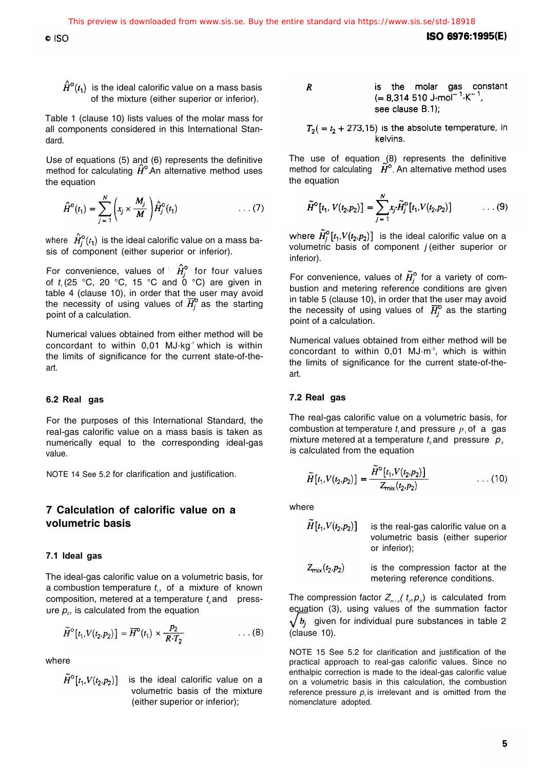$\hat{H}^\circ(t_1)$ is the ideal calorific value on a mass basis of the mixture (either superior or inferior).

Table 1 (clause 10) lists values of the molar mass for all components considered in this International Standard.

Use of equations (5) and (6) represents the definitive method for calculating $\hat{H}^\circ$. An alternative method uses the equation

$$\hat{H}^\circ(t_1) = \sum_{j=1}^{N}\left(x_j \times \frac{M_j}{M}\right)\hat{H}_j^\circ(t_1) \qquad \ldots (7)$$

where $\hat{H}_j^\circ(t_1)$ is the ideal calorific value on a mass basis of component (either superior or inferior).

For convenience, values of $\hat{H}_j^\circ$ for four values of $t_1$ (25 °C, 20 °C, 15 °C and 0 °C) are given in table 4 (clause 10), in order that the user may avoid the necessity of using values of $\overline{H}_j^\circ$ as the starting point of a calculation.

Numerical values obtained from either method will be concordant to within 0,01 MJ·kg$^{-1}$ which is within the limits of significance for the current state-of-the-art.

### 6.2 Real gas

For the purposes of this International Standard, the real-gas calorific value on a mass basis is taken as numerically equal to the corresponding ideal-gas value.

NOTE 14 See 5.2 for clarification and justification.

## 7 Calculation of calorific value on a volumetric basis

### 7.1 Ideal gas

The ideal-gas calorific value on a volumetric basis, for a combustion temperature $t_1$, of a mixture of known composition, metered at a temperature $t_2$ and pressure $p_2$, is calculated from the equation

$$\tilde{H}^\circ[t_1, V(t_2,p_2)] = \overline{H}^\circ(t_1) \times \frac{p_2}{R \cdot T_2} \qquad \ldots (8)$$

where

$\tilde{H}^\circ[t_1, V(t_2,p_2)]$ is the ideal calorific value on a volumetric basis of the mixture (either superior or inferior);

$R$ is the molar gas constant (= 8,314 510 J·mol$^{-1}$·K$^{-1}$, see clause B.1);

$T_2 (= t_2 + 273,15)$ is the absolute temperature, in kelvins.

The use of equation (8) represents the definitive method for calculating $\tilde{H}^\circ$. An alternative method uses the equation

$$\tilde{H}^\circ[t_1, V(t_2,p_2)] = \sum_{j=1}^{N} x_j \cdot \tilde{H}_j^\circ[t_1, V(t_2,p_2)] \qquad \ldots (9)$$

where $\tilde{H}_j^\circ[t_1, V(t_2,p_2)]$ is the ideal calorific value on a volumetric basis of component $j$ (either superior or inferior).

For convenience, values of $\tilde{H}_j^\circ$ for a variety of combustion and metering reference conditions are given in table 5 (clause 10), in order that the user may avoid the necessity of using values of $\overline{H}_j^\circ$ as the starting point of a calculation.

Numerical values obtained from either method will be concordant to within 0,01 MJ·m$^{-3}$, which is within the limits of significance for the current state-of-the-art.

### 7.2 Real gas

The real-gas calorific value on a volumetric basis, for combustion at temperature $t_1$ and pressure $p_1$ of a gas mixture metered at a temperature $t_2$ and pressure $p_2$ is calculated from the equation

$$\tilde{H}[t_1, V(t_2,p_2)] = \frac{\tilde{H}^\circ[t_1, V(t_2,p_2)]}{Z_{mix}(t_2,p_2)} \qquad \ldots (10)$$

where

$\tilde{H}[t_1, V(t_2,p_2)]$ is the real-gas calorific value on a volumetric basis (either superior or inferior);

$Z_{mix}(t_2,p_2)$ is the compression factor at the metering reference conditions.

The compression factor $Z_{mix}(t_2,p_2)$ is calculated from equation (3), using values of the summation factor $\sqrt{b_j}$ given for individual pure substances in table 2 (clause 10).

NOTE 15 See 5.2 for clarification and justification of the practical approach to real-gas calorific values. Since no enthalpic correction is made to the ideal-gas calorific value on a volumetric basis in this calculation, the combustion reference pressure $p_1$ is irrelevant and is omitted from the nomenclature adopted.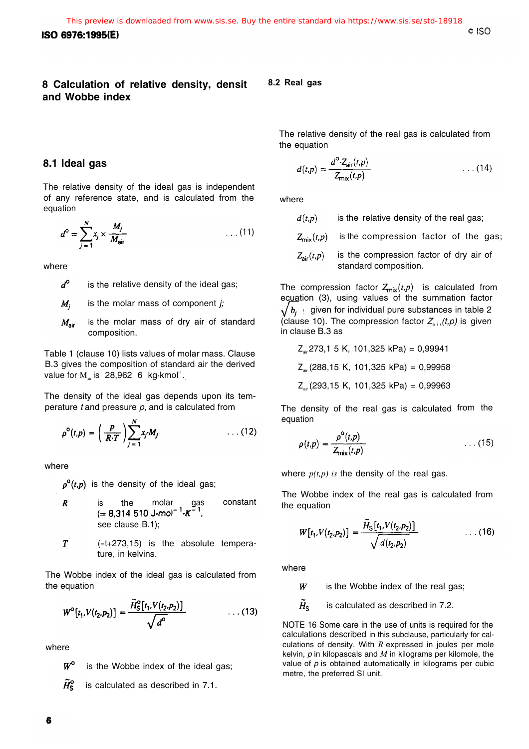## 8 Calculation of relative density, densit and Wobbe index

### 8.1 Ideal gas

The relative density of the ideal gas is independent of any reference state, and is calculated from the equation

$$d^{\circ} = \sum_{j=1}^{N} x_j \times \frac{M_j}{M_{air}} \qquad \ldots (11)$$

where

- $d^{\circ}$ is the relative density of the ideal gas;
- $M_j$ is the molar mass of component $j$;
- $M_{air}$ is the molar mass of dry air of standard composition.

Table 1 (clause 10) lists values of molar mass. Clause B.3 gives the composition of standard air the derived value for $M_{air}$ is 28,962 6 kg·kmol$^{-1}$.

The density of the ideal gas depends upon its temperature $t$ and pressure $p$, and is calculated from

$$\rho^{\circ}(t,p) = \left(\frac{p}{R \cdot T}\right) \sum_{j=1}^{N} x_j \cdot M_j \qquad \ldots (12)$$

where

- $\rho^{\circ}(t,p)$ is the density of the ideal gas;
- $R$ is the molar gas constant (= 8,314 510 J·mol$^{-1}$·K$^{-1}$, see clause B.1);
- $T$ (=t+273,15) is the absolute temperature, in kelvins.

The Wobbe index of the ideal gas is calculated from the equation

$$W^{\circ}[t_1, V(t_2,p_2)] = \frac{\tilde{H}_S^{\circ}[t_1, V(t_2,p_2)]}{\sqrt{d^{\circ}}} \qquad \ldots (13)$$

where

- $W^{\circ}$ is the Wobbe index of the ideal gas;
- $\tilde{H}_S^{\circ}$ is calculated as described in 7.1.

### 8.2 Real gas

The relative density of the real gas is calculated from the equation

$$d(t,p) = \frac{d^{\circ} \cdot Z_{air}(t,p)}{Z_{mix}(t,p)} \qquad \ldots (14)$$

where

- $d(t,p)$ is the relative density of the real gas;
- $Z_{mix}(t,p)$ is the compression factor of the gas;
- $Z_{air}(t,p)$ is the compression factor of dry air of standard composition.

The compression factor $Z_{mix}(t,p)$ is calculated from equation (3), using values of the summation factor $\sqrt{b_j}$ given for individual pure substances in table 2 (clause 10). The compression factor $Z_{air}(t,p)$ is given in clause B.3 as

$Z_{air}$(273,15 K, 101,325 kPa) = 0,99941

$Z_{air}$(288,15 K, 101,325 kPa) = 0,99958

$Z_{air}$(293,15 K, 101,325 kPa) = 0,99963

The density of the real gas is calculated from the equation

$$\rho(t,p) = \frac{\rho^{\circ}(t,p)}{Z_{mix}(t,p)} \qquad \ldots (15)$$

where $\rho(t,p)$ is the density of the real gas.

The Wobbe index of the real gas is calculated from the equation

$$W[t_1, V(t_2,p_2)] = \frac{\tilde{H}_S[t_1, V(t_2,p_2)]}{\sqrt{d(t_2,p_2)}} \qquad \ldots (16)$$

where

- $W$ is the Wobbe index of the real gas;
- $\tilde{H}_S$ is calculated as described in 7.2.

NOTE 16 Some care in the use of units is required for the calculations described in this subclause, particularly for calculations of density. With $R$ expressed in joules per mole kelvin, $p$ in kilopascals and $M$ in kilograms per kilomole, the value of $\rho$ is obtained automatically in kilograms per cubic metre, the preferred SI unit.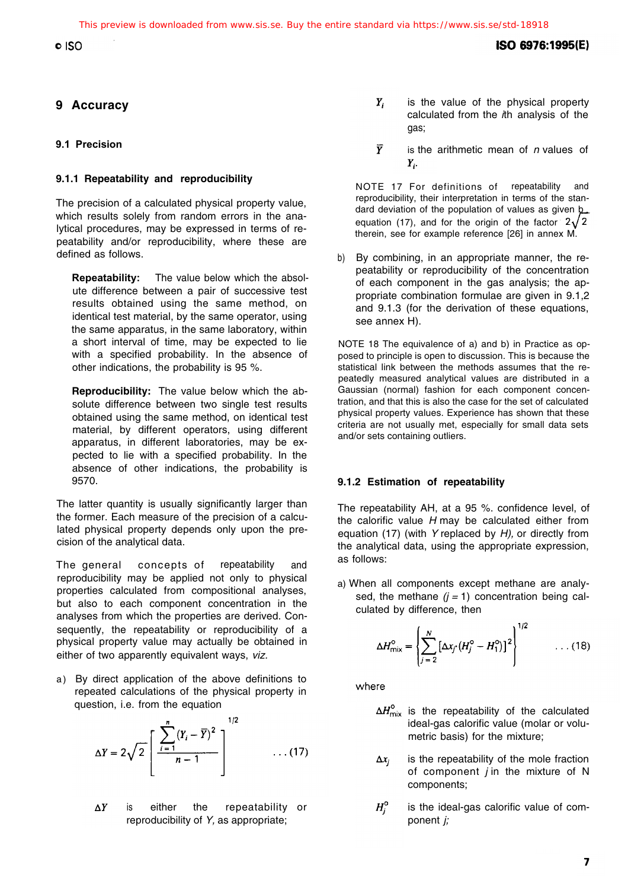## 9 Accuracy

### 9.1 Precision

#### 9.1.1 Repeatability and reproducibility

The precision of a calculated physical property value, which results solely from random errors in the analytical procedures, may be expressed in terms of repeatability and/or reproducibility, where these are defined as follows.

> **Repeatability:** The value below which the absolute difference between a pair of successive test results obtained using the same method, on identical test material, by the same operator, using the same apparatus, in the same laboratory, within a short interval of time, may be expected to lie with a specified probability. In the absence of other indications, the probability is 95 %.

> **Reproducibility:** The value below which the absolute difference between two single test results obtained using the same method, on identical test material, by different operators, using different apparatus, in different laboratories, may be expected to lie with a specified probability. In the absence of other indications, the probability is 9570.

The latter quantity is usually significantly larger than the former. Each measure of the precision of a calculated physical property depends only upon the precision of the analytical data.

The general concepts of repeatability and reproducibility may be applied not only to physical properties calculated from compositional analyses, but also to each component concentration in the analyses from which the properties are derived. Consequently, the repeatability or reproducibility of a physical property value may actually be obtained in either of two apparently equivalent ways, *viz.*

a) By direct application of the above definitions to repeated calculations of the physical property in question, i.e. from the equation

$$\Delta Y = 2\sqrt{2}\left[\frac{\sum_{i=1}^{n}(Y_i - \bar{Y})^2}{n-1}\right]^{1/2} \qquad \ldots (17)$$

$\Delta Y$ is either the repeatability or reproducibility of $Y$, as appropriate;

$Y_i$ is the value of the physical property calculated from the *i*th analysis of the gas;

$\bar{Y}$ is the arithmetic mean of $n$ values of $Y_i$.

NOTE 17 For definitions of repeatability and reproducibility, their interpretation in terms of the standard deviation of the population of values as given by equation (17), and for the origin of the factor $2\sqrt{2}$ therein, see for example reference [26] in annex M.

b) By combining, in an appropriate manner, the repeatability or reproducibility of the concentration of each component in the gas analysis; the appropriate combination formulae are given in 9.1,2 and 9.1.3 (for the derivation of these equations, see annex H).

NOTE 18 The equivalence of a) and b) in Practice as opposed to principle is open to discussion. This is because the statistical link between the methods assumes that the repeatedly measured analytical values are distributed in a Gaussian (normal) fashion for each component concentration, and that this is also the case for the set of calculated physical property values. Experience has shown that these criteria are not usually met, especially for small data sets and/or sets containing outliers.

#### 9.1.2 Estimation of repeatability

The repeatability AH, at a 95 %. confidence level, of the calorific value $H$ may be calculated either from equation (17) (with $Y$ replaced by $H$), or directly from the analytical data, using the appropriate expression, as follows:

a) When all components except methane are analysed, the methane ($j = 1$) concentration being calculated by difference, then

$$\Delta H^{\circ}_{\text{mix}} = \left\{\sum_{j=2}^{N}\left[\Delta x_j \cdot (H^{\circ}_j - H^{\circ}_1)\right]^2\right\}^{1/2} \qquad \ldots (18)$$

where

$\Delta H^{\circ}_{\text{mix}}$ is the repeatability of the calculated ideal-gas calorific value (molar or volumetric basis) for the mixture;

$\Delta x_j$ is the repeatability of the mole fraction of component $j$ in the mixture of N components;

$H^{\circ}_j$ is the ideal-gas calorific value of component $j$;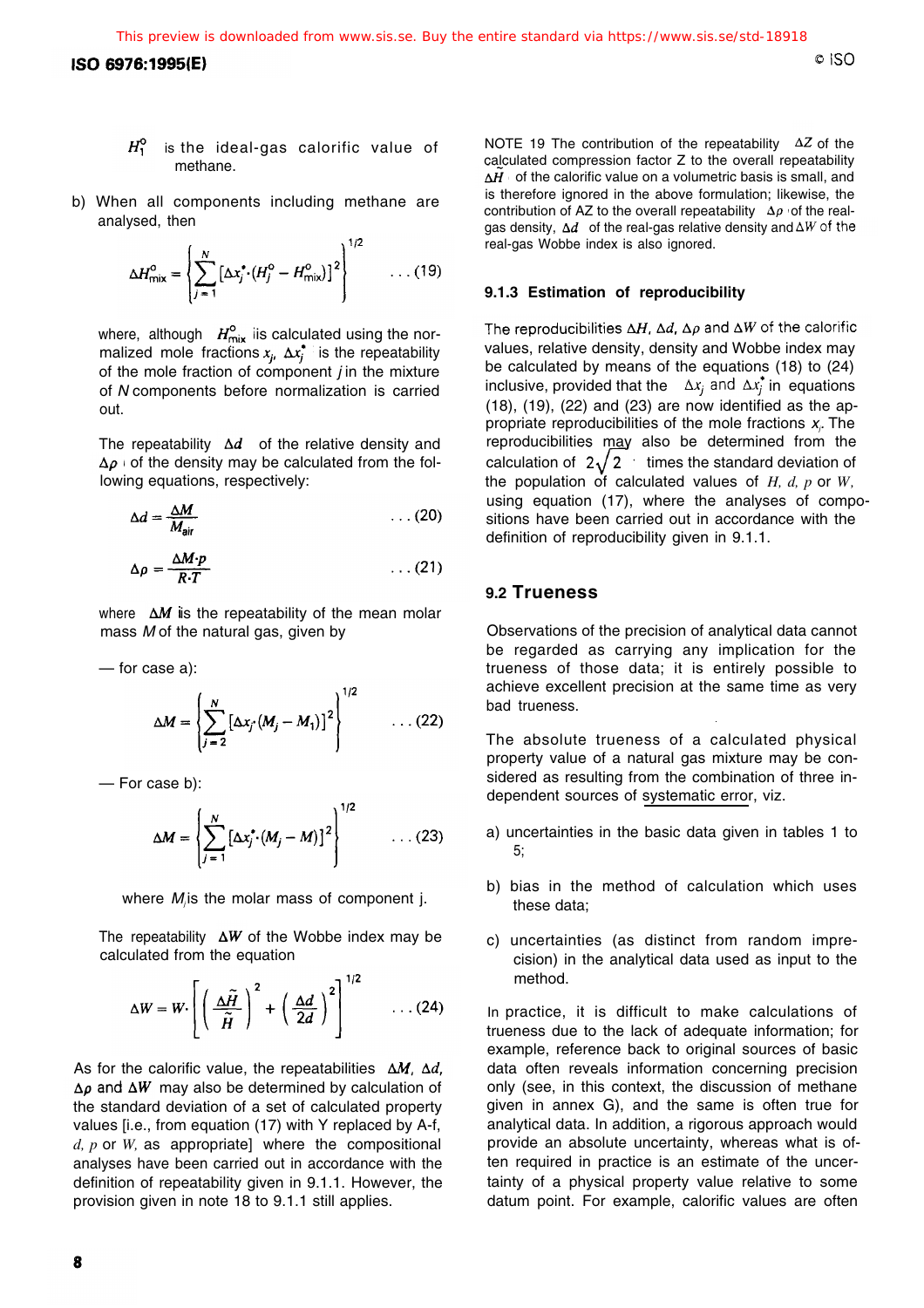$H_1^\circ$ is the ideal-gas calorific value of methane.

b) When all components including methane are analysed, then

$$\Delta H_{mix}^\circ = \left\{ \sum_{j=1}^{N} [\Delta x_j^* \cdot (H_j^\circ - H_{mix}^\circ)]^2 \right\}^{1/2} \quad \ldots (19)$$

where, although $H_{mix}^\circ$ is calculated using the normalized mole fractions $x_j$, $\Delta x_j^*$ is the repeatability of the mole fraction of component $j$ in the mixture of $N$ components before normalization is carried out.

The repeatability $\Delta d$ of the relative density and $\Delta \rho$ of the density may be calculated from the following equations, respectively:

$$\Delta d = \frac{\Delta M}{M_{air}} \quad \ldots (20)$$

$$\Delta \rho = \frac{\Delta M \cdot p}{R \cdot T} \quad \ldots (21)$$

where $\Delta M$ is the repeatability of the mean molar mass $M$ of the natural gas, given by

— for case a):

$$\Delta M = \left\{ \sum_{j=2}^{N} [\Delta x_j \cdot (M_j - M_1)]^2 \right\}^{1/2} \quad \ldots (22)$$

— For case b):

$$\Delta M = \left\{ \sum_{j=1}^{N} [\Delta x_j^* \cdot (M_j - M)]^2 \right\}^{1/2} \quad \ldots (23)$$

where $M_j$ is the molar mass of component j.

The repeatability $\Delta W$ of the Wobbe index may be calculated from the equation

$$\Delta W = W \cdot \left[ \left( \frac{\Delta \tilde{H}}{\tilde{H}} \right)^2 + \left( \frac{\Delta d}{2d} \right)^2 \right]^{1/2} \quad \ldots (24)$$

As for the calorific value, the repeatabilities $\Delta M$, $\Delta d$, $\Delta \rho$ and $\Delta W$ may also be determined by calculation of the standard deviation of a set of calculated property values [i.e., from equation (17) with Y replaced by A-f, $d$, $p$ or $W$, as appropriate] where the compositional analyses have been carried out in accordance with the definition of repeatability given in 9.1.1. However, the provision given in note 18 to 9.1.1 still applies.

NOTE 19 The contribution of the repeatability $\Delta Z$ of the calculated compression factor Z to the overall repeatability $\Delta \tilde{H}$ of the calorific value on a volumetric basis is small, and is therefore ignored in the above formulation; likewise, the contribution of AZ to the overall repeatability $\Delta \rho$ of the real-gas density, $\Delta d$ of the real-gas relative density and $\Delta W$ of the real-gas Wobbe index is also ignored.

### 9.1.3 Estimation of reproducibility

The reproducibilities $\Delta H$, $\Delta d$, $\Delta \rho$ and $\Delta W$ of the calorific values, relative density, density and Wobbe index may be calculated by means of the equations (18) to (24) inclusive, provided that the $\Delta x_j$ and $\Delta x_j^*$ in equations (18), (19), (22) and (23) are now identified as the appropriate reproducibilities of the mole fractions $x_j$. The reproducibilities may also be determined from the calculation of $2\sqrt{2}$ times the standard deviation of the population of calculated values of $H$, $d$, $p$ or $W$, using equation (17), where the analyses of compositions have been carried out in accordance with the definition of reproducibility given in 9.1.1.

## 9.2 Trueness

Observations of the precision of analytical data cannot be regarded as carrying any implication for the trueness of those data; it is entirely possible to achieve excellent precision at the same time as very bad trueness.

The absolute trueness of a calculated physical property value of a natural gas mixture may be considered as resulting from the combination of three independent sources of systematic error, viz.

a) uncertainties in the basic data given in tables 1 to 5;

b) bias in the method of calculation which uses these data;

c) uncertainties (as distinct from random imprecision) in the analytical data used as input to the method.

In practice, it is difficult to make calculations of trueness due to the lack of adequate information; for example, reference back to original sources of basic data often reveals information concerning precision only (see, in this context, the discussion of methane given in annex G), and the same is often true for analytical data. In addition, a rigorous approach would provide an absolute uncertainty, whereas what is often required in practice is an estimate of the uncertainty of a physical property value relative to some datum point. For example, calorific values are often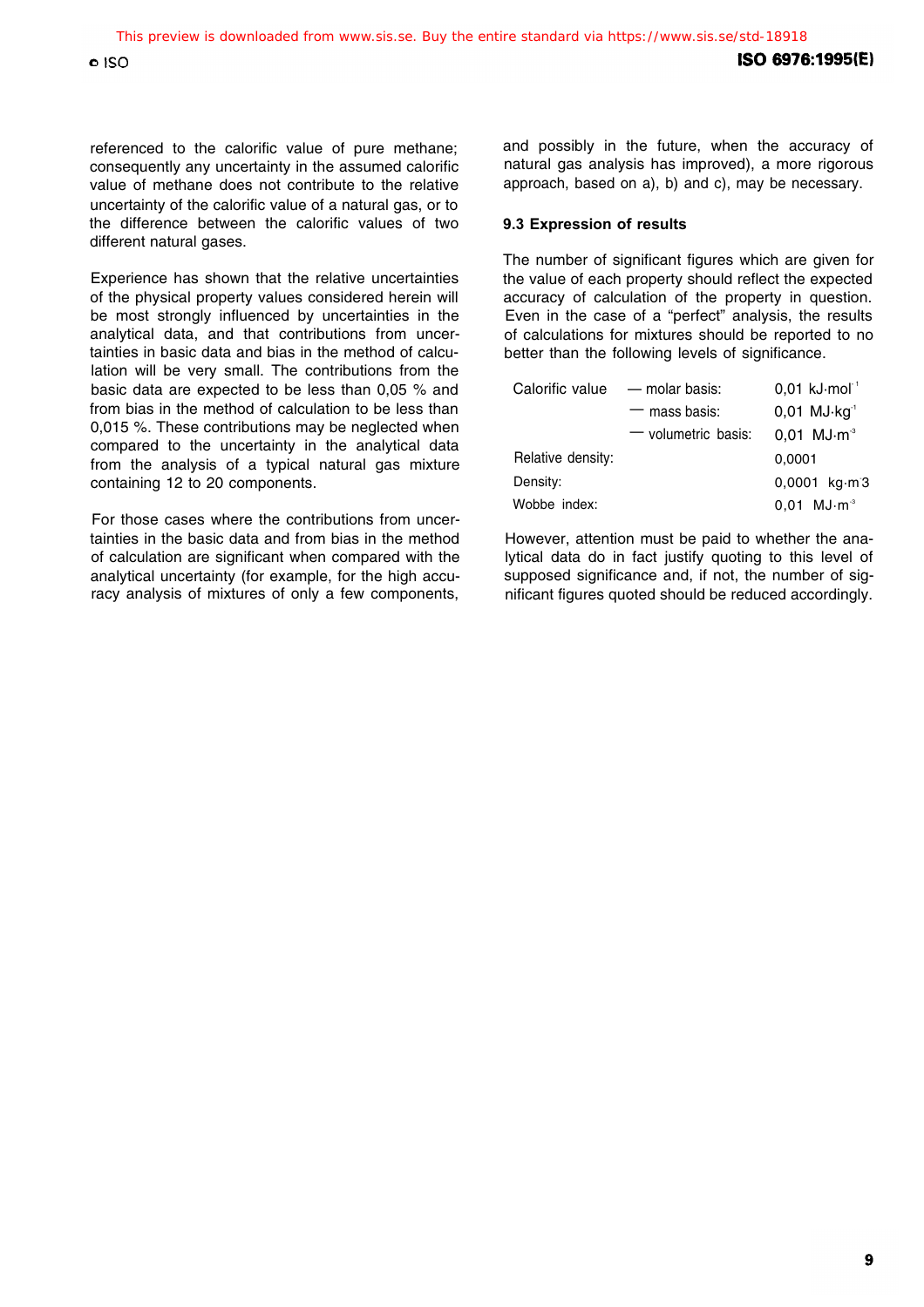referenced to the calorific value of pure methane; consequently any uncertainty in the assumed calorific value of methane does not contribute to the relative uncertainty of the calorific value of a natural gas, or to the difference between the calorific values of two different natural gases.

Experience has shown that the relative uncertainties of the physical property values considered herein will be most strongly influenced by uncertainties in the analytical data, and that contributions from uncertainties in basic data and bias in the method of calculation will be very small. The contributions from the basic data are expected to be less than 0,05 % and from bias in the method of calculation to be less than 0,015 %. These contributions may be neglected when compared to the uncertainty in the analytical data from the analysis of a typical natural gas mixture containing 12 to 20 components.

For those cases where the contributions from uncertainties in the basic data and from bias in the method of calculation are significant when compared with the analytical uncertainty (for example, for the high accuracy analysis of mixtures of only a few components, and possibly in the future, when the accuracy of natural gas analysis has improved), a more rigorous approach, based on a), b) and c), may be necessary.

### 9.3 Expression of results

The number of significant figures which are given for the value of each property should reflect the expected accuracy of calculation of the property in question. Even in the case of a "perfect" analysis, the results of calculations for mixtures should be reported to no better than the following levels of significance.

| | | |
|---|---|---|
| Calorific value | — molar basis: | 0,01 $kJ \cdot mol^{-1}$ |
| | — mass basis: | 0,01 $MJ \cdot kg^{-1}$ |
| | — volumetric basis: | 0,01 $MJ \cdot m^{-3}$ |
| Relative density: | | 0,0001 |
| Density: | | 0,0001 $kg \cdot m^{-3}$ |
| Wobbe index: | | 0,01 $MJ \cdot m^{-3}$ |

However, attention must be paid to whether the analytical data do in fact justify quoting to this level of supposed significance and, if not, the number of significant figures quoted should be reduced accordingly.